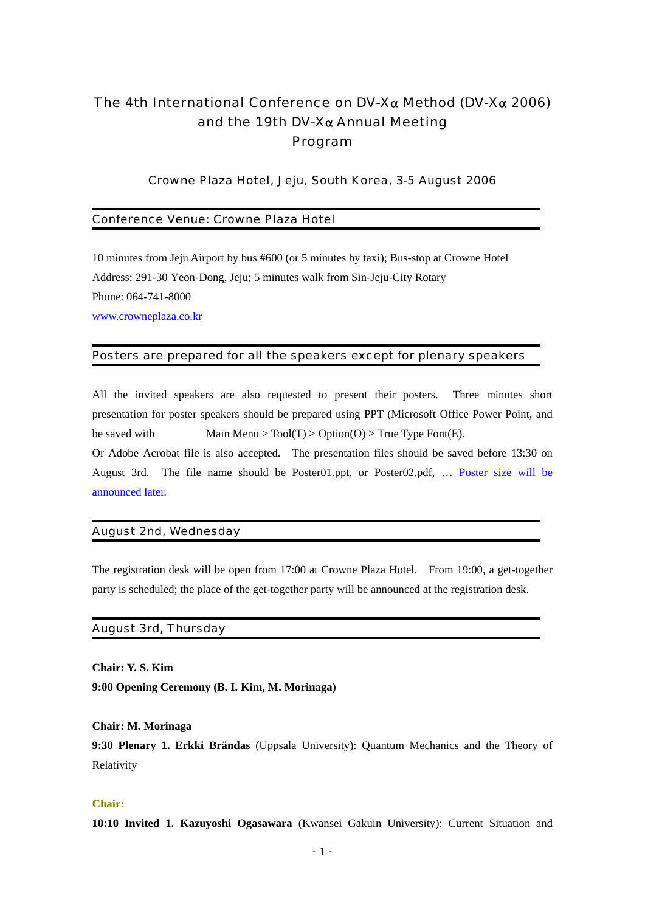# The 4th International Conference on DV-Xα Method (DV-Xα 2006) and the 19th DV-Xα Annual Meeting Program

Crowne Plaza Hotel, Jeju, South Korea, 3-5 August 2006

## Conference Venue: Crowne Plaza Hotel

10 minutes from Jeju Airport by bus #600 (or 5 minutes by taxi); Bus-stop at Crowne Hotel
Address: 291-30 Yeon-Dong, Jeju; 5 minutes walk from Sin-Jeju-City Rotary
Phone: 064-741-8000
www.crowneplaza.co.kr

## Posters are prepared for all the speakers except for plenary speakers

All the invited speakers are also requested to present their posters. Three minutes short presentation for poster speakers should be prepared using PPT (Microsoft Office Power Point, and be saved with Main Menu > Tool(T) > Option(O) > True Type Font(E).
Or Adobe Acrobat file is also accepted. The presentation files should be saved before 13:30 on August 3rd. The file name should be Poster01.ppt, or Poster02.pdf, … Poster size will be announced later.

## August 2nd, Wednesday

The registration desk will be open from 17:00 at Crowne Plaza Hotel. From 19:00, a get-together party is scheduled; the place of the get-together party will be announced at the registration desk.

## August 3rd, Thursday

**Chair: Y. S. Kim**

**9:00 Opening Ceremony (B. I. Kim, M. Morinaga)**

**Chair: M. Morinaga**

**9:30 Plenary 1. Erkki Brändas** (Uppsala University): Quantum Mechanics and the Theory of Relativity

**Chair:**

**10:10 Invited 1. Kazuyoshi Ogasawara** (Kwansei Gakuin University): Current Situation and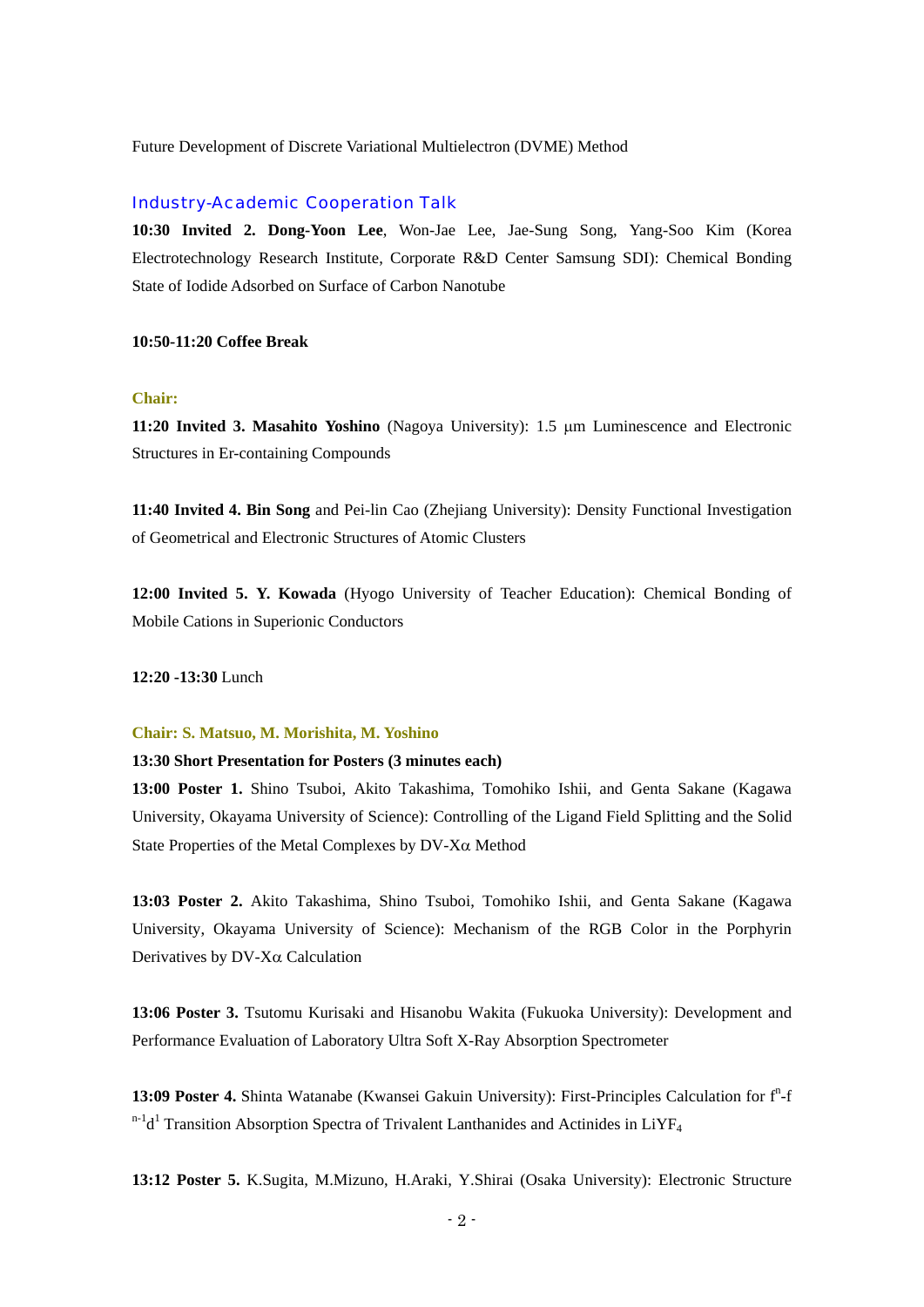Future Development of Discrete Variational Multielectron (DVME) Method

### Industry-Academic Cooperation Talk

**10:30 Invited 2. Dong-Yoon Lee**, Won-Jae Lee, Jae-Sung Song, Yang-Soo Kim (Korea Electrotechnology Research Institute, Corporate R&D Center Samsung SDI): Chemical Bonding State of Iodide Adsorbed on Surface of Carbon Nanotube

**10:50-11:20 Coffee Break**

**Chair:**

**11:20 Invited 3. Masahito Yoshino** (Nagoya University): 1.5 μm Luminescence and Electronic Structures in Er-containing Compounds

**11:40 Invited 4. Bin Song** and Pei-lin Cao (Zhejiang University): Density Functional Investigation of Geometrical and Electronic Structures of Atomic Clusters

**12:00 Invited 5. Y. Kowada** (Hyogo University of Teacher Education): Chemical Bonding of Mobile Cations in Superionic Conductors

**12:20 -13:30** Lunch

**Chair: S. Matsuo, M. Morishita, M. Yoshino**

**13:30 Short Presentation for Posters (3 minutes each)**

**13:00 Poster 1.** Shino Tsuboi, Akito Takashima, Tomohiko Ishii, and Genta Sakane (Kagawa University, Okayama University of Science): Controlling of the Ligand Field Splitting and the Solid State Properties of the Metal Complexes by DV-Xα Method

**13:03 Poster 2.** Akito Takashima, Shino Tsuboi, Tomohiko Ishii, and Genta Sakane (Kagawa University, Okayama University of Science): Mechanism of the RGB Color in the Porphyrin Derivatives by DV-Xα Calculation

**13:06 Poster 3.** Tsutomu Kurisaki and Hisanobu Wakita (Fukuoka University): Development and Performance Evaluation of Laboratory Ultra Soft X-Ray Absorption Spectrometer

**13:09 Poster 4.** Shinta Watanabe (Kwansei Gakuin University): First-Principles Calculation for $f^n$-$f^{n-1}d^1$ Transition Absorption Spectra of Trivalent Lanthanides and Actinides in $LiYF_4$

**13:12 Poster 5.** K.Sugita, M.Mizuno, H.Araki, Y.Shirai (Osaka University): Electronic Structure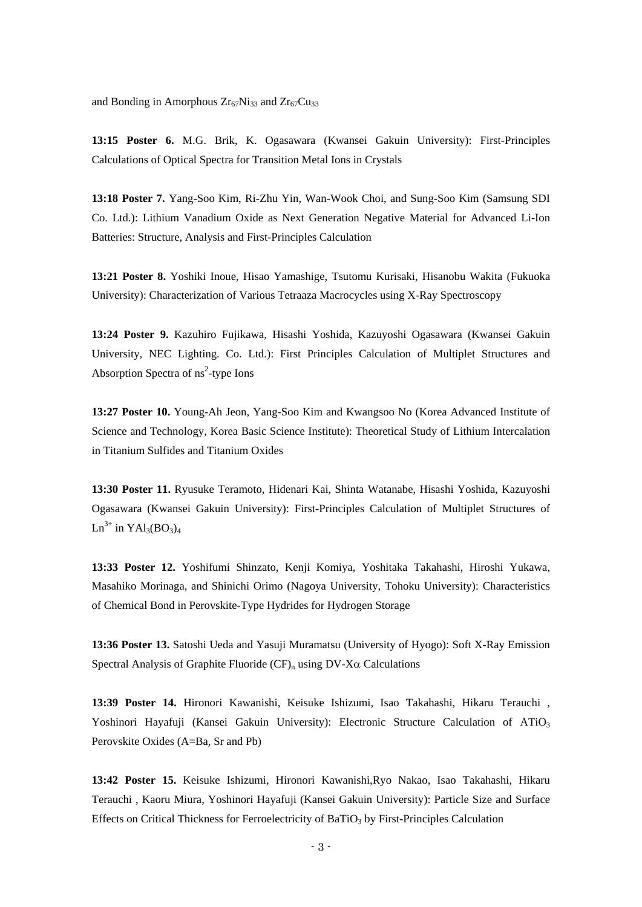and Bonding in Amorphous $Zr_{67}Ni_{33}$ and $Zr_{67}Cu_{33}$

**13:15 Poster 6.** M.G. Brik, K. Ogasawara (Kwansei Gakuin University): First-Principles Calculations of Optical Spectra for Transition Metal Ions in Crystals

**13:18 Poster 7.** Yang-Soo Kim, Ri-Zhu Yin, Wan-Wook Choi, and Sung-Soo Kim (Samsung SDI Co. Ltd.): Lithium Vanadium Oxide as Next Generation Negative Material for Advanced Li-Ion Batteries: Structure, Analysis and First-Principles Calculation

**13:21 Poster 8.** Yoshiki Inoue, Hisao Yamashige, Tsutomu Kurisaki, Hisanobu Wakita (Fukuoka University): Characterization of Various Tetraaza Macrocycles using X-Ray Spectroscopy

**13:24 Poster 9.** Kazuhiro Fujikawa, Hisashi Yoshida, Kazuyoshi Ogasawara (Kwansei Gakuin University, NEC Lighting. Co. Ltd.): First Principles Calculation of Multiplet Structures and Absorption Spectra of $ns^2$-type Ions

**13:27 Poster 10.** Young-Ah Jeon, Yang-Soo Kim and Kwangsoo No (Korea Advanced Institute of Science and Technology, Korea Basic Science Institute): Theoretical Study of Lithium Intercalation in Titanium Sulfides and Titanium Oxides

**13:30 Poster 11.** Ryusuke Teramoto, Hidenari Kai, Shinta Watanabe, Hisashi Yoshida, Kazuyoshi Ogasawara (Kwansei Gakuin University): First-Principles Calculation of Multiplet Structures of $Ln^{3+}$ in $YAl_3(BO_3)_4$

**13:33 Poster 12.** Yoshifumi Shinzato, Kenji Komiya, Yoshitaka Takahashi, Hiroshi Yukawa, Masahiko Morinaga, and Shinichi Orimo (Nagoya University, Tohoku University): Characteristics of Chemical Bond in Perovskite-Type Hydrides for Hydrogen Storage

**13:36 Poster 13.** Satoshi Ueda and Yasuji Muramatsu (University of Hyogo): Soft X-Ray Emission Spectral Analysis of Graphite Fluoride $(CF)_n$ using DV-X$\alpha$ Calculations

**13:39 Poster 14.** Hironori Kawanishi, Keisuke Ishizumi, Isao Takahashi, Hikaru Terauchi , Yoshinori Hayafuji (Kansei Gakuin University): Electronic Structure Calculation of $ATiO_3$ Perovskite Oxides (A=Ba, Sr and Pb)

**13:42 Poster 15.** Keisuke Ishizumi, Hironori Kawanishi,Ryo Nakao, Isao Takahashi, Hikaru Terauchi , Kaoru Miura, Yoshinori Hayafuji (Kansei Gakuin University): Particle Size and Surface Effects on Critical Thickness for Ferroelectricity of $BaTiO_3$ by First-Principles Calculation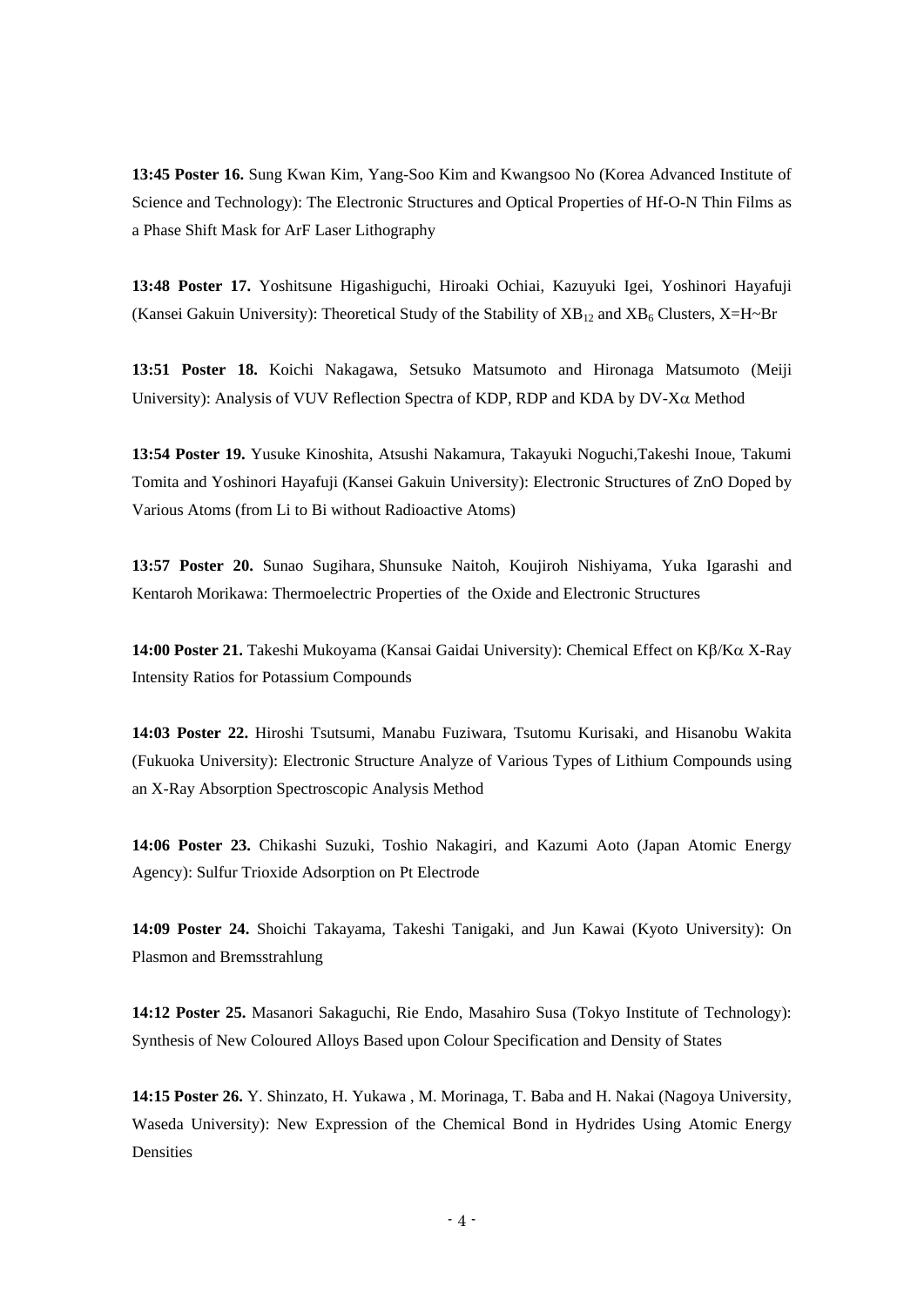**13:45 Poster 16.** Sung Kwan Kim, Yang-Soo Kim and Kwangsoo No (Korea Advanced Institute of Science and Technology): The Electronic Structures and Optical Properties of Hf-O-N Thin Films as a Phase Shift Mask for ArF Laser Lithography

**13:48 Poster 17.** Yoshitsune Higashiguchi, Hiroaki Ochiai, Kazuyuki Igei, Yoshinori Hayafuji (Kansei Gakuin University): Theoretical Study of the Stability of $XB_{12}$ and $XB_6$ Clusters, X=H~Br

**13:51 Poster 18.** Koichi Nakagawa, Setsuko Matsumoto and Hironaga Matsumoto (Meiji University): Analysis of VUV Reflection Spectra of KDP, RDP and KDA by DV-X$\alpha$ Method

**13:54 Poster 19.** Yusuke Kinoshita, Atsushi Nakamura, Takayuki Noguchi,Takeshi Inoue, Takumi Tomita and Yoshinori Hayafuji (Kansei Gakuin University): Electronic Structures of ZnO Doped by Various Atoms (from Li to Bi without Radioactive Atoms)

**13:57 Poster 20.** Sunao Sugihara, Shunsuke Naitoh, Koujiroh Nishiyama, Yuka Igarashi and Kentaroh Morikawa: Thermoelectric Properties of the Oxide and Electronic Structures

**14:00 Poster 21.** Takeshi Mukoyama (Kansai Gaidai University): Chemical Effect on K$\beta$/K$\alpha$ X-Ray Intensity Ratios for Potassium Compounds

**14:03 Poster 22.** Hiroshi Tsutsumi, Manabu Fuziwara, Tsutomu Kurisaki, and Hisanobu Wakita (Fukuoka University): Electronic Structure Analyze of Various Types of Lithium Compounds using an X-Ray Absorption Spectroscopic Analysis Method

**14:06 Poster 23.** Chikashi Suzuki, Toshio Nakagiri, and Kazumi Aoto (Japan Atomic Energy Agency): Sulfur Trioxide Adsorption on Pt Electrode

**14:09 Poster 24.** Shoichi Takayama, Takeshi Tanigaki, and Jun Kawai (Kyoto University): On Plasmon and Bremsstrahlung

**14:12 Poster 25.** Masanori Sakaguchi, Rie Endo, Masahiro Susa (Tokyo Institute of Technology): Synthesis of New Coloured Alloys Based upon Colour Specification and Density of States

**14:15 Poster 26.** Y. Shinzato, H. Yukawa , M. Morinaga, T. Baba and H. Nakai (Nagoya University, Waseda University): New Expression of the Chemical Bond in Hydrides Using Atomic Energy Densities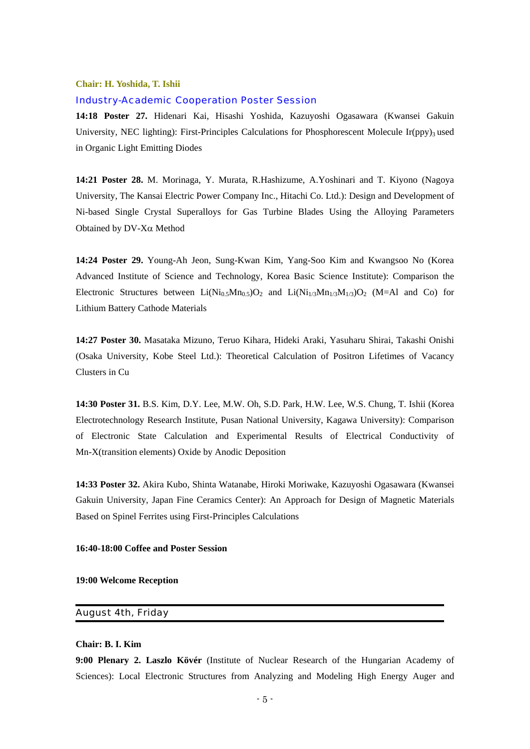**Chair: H. Yoshida, T. Ishii**

### Industry-Academic Cooperation Poster Session

**14:18 Poster 27.** Hidenari Kai, Hisashi Yoshida, Kazuyoshi Ogasawara (Kwansei Gakuin University, NEC lighting): First-Principles Calculations for Phosphorescent Molecule $Ir(ppy)_3$ used in Organic Light Emitting Diodes

**14:21 Poster 28.** M. Morinaga, Y. Murata, R.Hashizume, A.Yoshinari and T. Kiyono (Nagoya University, The Kansai Electric Power Company Inc., Hitachi Co. Ltd.): Design and Development of Ni-based Single Crystal Superalloys for Gas Turbine Blades Using the Alloying Parameters Obtained by DV-X$\alpha$ Method

**14:24 Poster 29.** Young-Ah Jeon, Sung-Kwan Kim, Yang-Soo Kim and Kwangsoo No (Korea Advanced Institute of Science and Technology, Korea Basic Science Institute): Comparison the Electronic Structures between $Li(Ni_{0.5}Mn_{0.5})O_2$ and $Li(Ni_{1/3}Mn_{1/3}M_{1/3})O_2$ (M=Al and Co) for Lithium Battery Cathode Materials

**14:27 Poster 30.** Masataka Mizuno, Teruo Kihara, Hideki Araki, Yasuharu Shirai, Takashi Onishi (Osaka University, Kobe Steel Ltd.): Theoretical Calculation of Positron Lifetimes of Vacancy Clusters in Cu

**14:30 Poster 31.** B.S. Kim, D.Y. Lee, M.W. Oh, S.D. Park, H.W. Lee, W.S. Chung, T. Ishii (Korea Electrotechnology Research Institute, Pusan National University, Kagawa University): Comparison of Electronic State Calculation and Experimental Results of Electrical Conductivity of Mn-X(transition elements) Oxide by Anodic Deposition

**14:33 Poster 32.** Akira Kubo, Shinta Watanabe, Hiroki Moriwake, Kazuyoshi Ogasawara (Kwansei Gakuin University, Japan Fine Ceramics Center): An Approach for Design of Magnetic Materials Based on Spinel Ferrites using First-Principles Calculations

**16:40-18:00 Coffee and Poster Session**

**19:00 Welcome Reception**

## August 4th, Friday

**Chair: B. I. Kim**

**9:00 Plenary 2. Laszlo Kövér** (Institute of Nuclear Research of the Hungarian Academy of Sciences): Local Electronic Structures from Analyzing and Modeling High Energy Auger and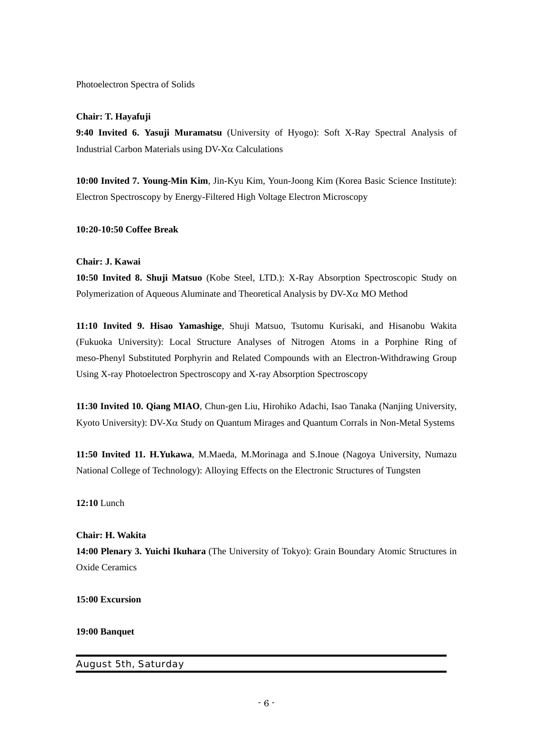Photoelectron Spectra of Solids

**Chair: T. Hayafuji**

**9:40 Invited 6. Yasuji Muramatsu** (University of Hyogo): Soft X-Ray Spectral Analysis of Industrial Carbon Materials using DV-Xα Calculations

**10:00 Invited 7. Young-Min Kim**, Jin-Kyu Kim, Youn-Joong Kim (Korea Basic Science Institute): Electron Spectroscopy by Energy-Filtered High Voltage Electron Microscopy

**10:20-10:50 Coffee Break**

**Chair: J. Kawai**

**10:50 Invited 8. Shuji Matsuo** (Kobe Steel, LTD.): X-Ray Absorption Spectroscopic Study on Polymerization of Aqueous Aluminate and Theoretical Analysis by DV-Xα MO Method

**11:10 Invited 9. Hisao Yamashige**, Shuji Matsuo, Tsutomu Kurisaki, and Hisanobu Wakita (Fukuoka University): Local Structure Analyses of Nitrogen Atoms in a Porphine Ring of meso-Phenyl Substituted Porphyrin and Related Compounds with an Electron-Withdrawing Group Using X-ray Photoelectron Spectroscopy and X-ray Absorption Spectroscopy

**11:30 Invited 10. Qiang MIAO**, Chun-gen Liu, Hirohiko Adachi, Isao Tanaka (Nanjing University, Kyoto University): DV-Xα Study on Quantum Mirages and Quantum Corrals in Non-Metal Systems

**11:50 Invited 11. H.Yukawa**, M.Maeda, M.Morinaga and S.Inoue (Nagoya University, Numazu National College of Technology): Alloying Effects on the Electronic Structures of Tungsten

**12:10** Lunch

**Chair: H. Wakita**

**14:00 Plenary 3. Yuichi Ikuhara** (The University of Tokyo): Grain Boundary Atomic Structures in Oxide Ceramics

**15:00 Excursion**

**19:00 Banquet**

## August 5th, Saturday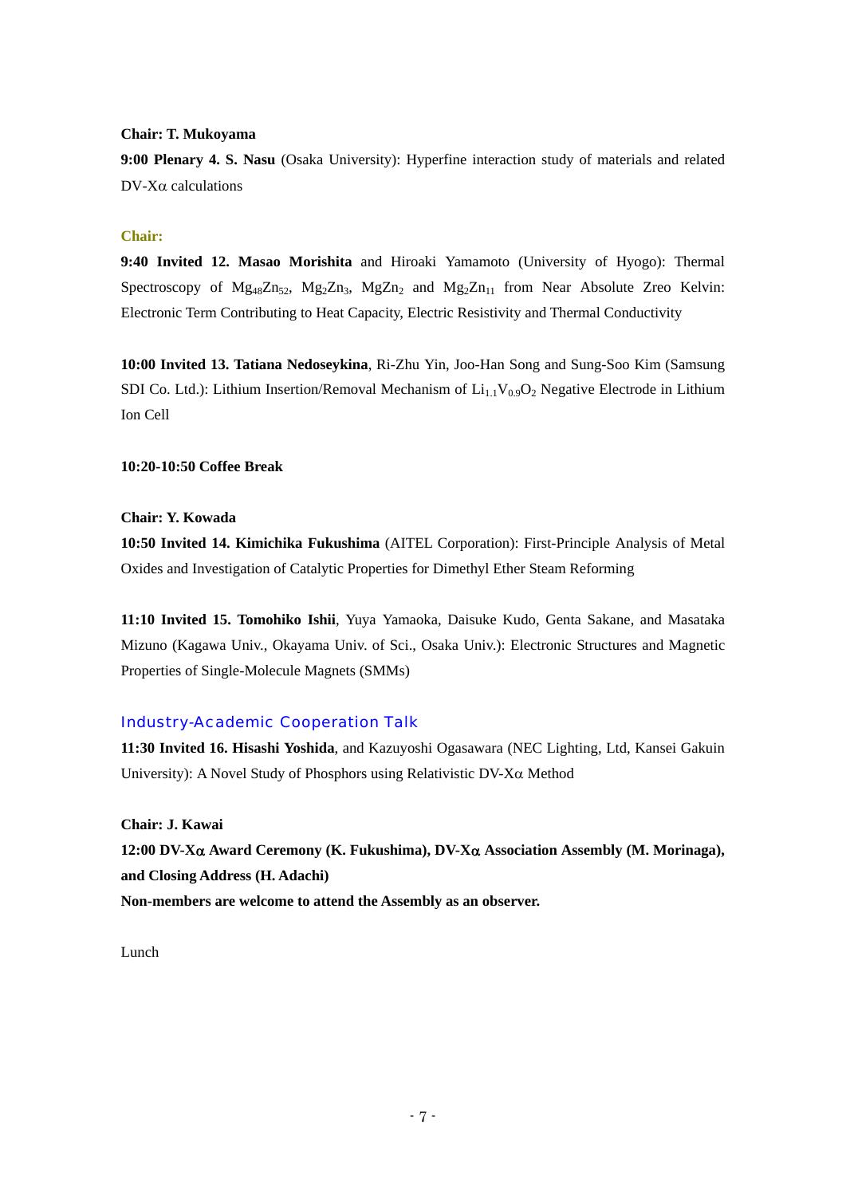**Chair: T. Mukoyama**

**9:00 Plenary 4. S. Nasu** (Osaka University): Hyperfine interaction study of materials and related DV-X$\alpha$ calculations

**Chair:**

**9:40 Invited 12. Masao Morishita** and Hiroaki Yamamoto (University of Hyogo): Thermal Spectroscopy of $Mg_{48}Zn_{52}$, $Mg_2Zn_3$, $MgZn_2$ and $Mg_2Zn_{11}$ from Near Absolute Zreo Kelvin: Electronic Term Contributing to Heat Capacity, Electric Resistivity and Thermal Conductivity

**10:00 Invited 13. Tatiana Nedoseykina**, Ri-Zhu Yin, Joo-Han Song and Sung-Soo Kim (Samsung SDI Co. Ltd.): Lithium Insertion/Removal Mechanism of $Li_{1.1}V_{0.9}O_2$ Negative Electrode in Lithium Ion Cell

**10:20-10:50 Coffee Break**

**Chair: Y. Kowada**

**10:50 Invited 14. Kimichika Fukushima** (AITEL Corporation): First-Principle Analysis of Metal Oxides and Investigation of Catalytic Properties for Dimethyl Ether Steam Reforming

**11:10 Invited 15. Tomohiko Ishii**, Yuya Yamaoka, Daisuke Kudo, Genta Sakane, and Masataka Mizuno (Kagawa Univ., Okayama Univ. of Sci., Osaka Univ.): Electronic Structures and Magnetic Properties of Single-Molecule Magnets (SMMs)

Industry-Academic Cooperation Talk

**11:30 Invited 16. Hisashi Yoshida**, and Kazuyoshi Ogasawara (NEC Lighting, Ltd, Kansei Gakuin University): A Novel Study of Phosphors using Relativistic DV-X$\alpha$ Method

**Chair: J. Kawai**

**12:00 DV-X$\alpha$ Award Ceremony (K. Fukushima), DV-X$\alpha$ Association Assembly (M. Morinaga), and Closing Address (H. Adachi)**

**Non-members are welcome to attend the Assembly as an observer.**

Lunch